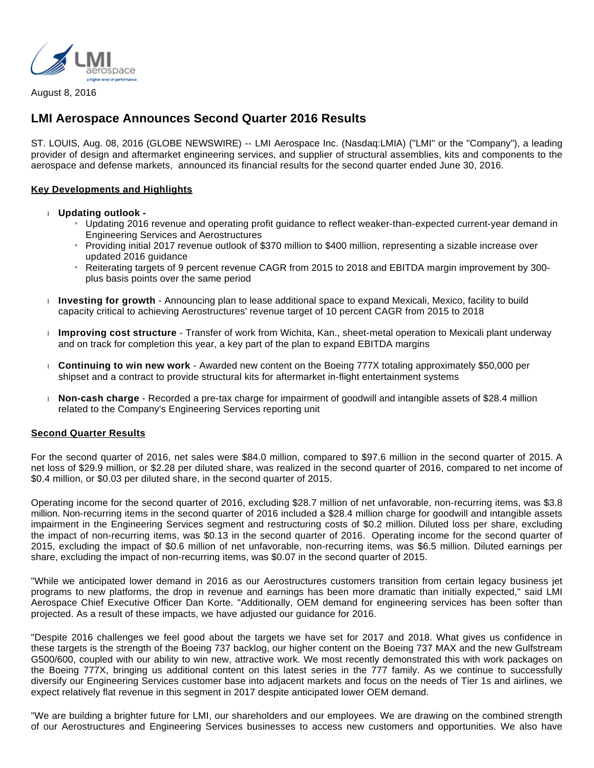August 8, 2016

# LMI Aerospace Announces Second Quarter 2016 Results

ST. LOUIS, Aug. 08, 2016 (GLOBE NEWSWIRE) -- LMI Aerospace Inc. (Nasdaq:LMIA) ("LMI" or the "Company"), a leading provider of design and aftermarket engineering services, and supplier of structural assemblies, kits and components to the aerospace and defense markets, announced its financial results for the second quarter ended June 30, 2016.

## Key Developments and Highlights

- **Updating outlook -**
  - Updating 2016 revenue and operating profit guidance to reflect weaker-than-expected current-year demand in Engineering Services and Aerostructures
  - Providing initial 2017 revenue outlook of $370 million to $400 million, representing a sizable increase over updated 2016 guidance
  - Reiterating targets of 9 percent revenue CAGR from 2015 to 2018 and EBITDA margin improvement by 300-plus basis points over the same period
- **Investing for growth** - Announcing plan to lease additional space to expand Mexicali, Mexico, facility to build capacity critical to achieving Aerostructures' revenue target of 10 percent CAGR from 2015 to 2018
- **Improving cost structure** - Transfer of work from Wichita, Kan., sheet-metal operation to Mexicali plant underway and on track for completion this year, a key part of the plan to expand EBITDA margins
- **Continuing to win new work** - Awarded new content on the Boeing 777X totaling approximately $50,000 per shipset and a contract to provide structural kits for aftermarket in-flight entertainment systems
- **Non-cash charge** - Recorded a pre-tax charge for impairment of goodwill and intangible assets of $28.4 million related to the Company's Engineering Services reporting unit

## Second Quarter Results

For the second quarter of 2016, net sales were $84.0 million, compared to $97.6 million in the second quarter of 2015. A net loss of $29.9 million, or $2.28 per diluted share, was realized in the second quarter of 2016, compared to net income of $0.4 million, or $0.03 per diluted share, in the second quarter of 2015.

Operating income for the second quarter of 2016, excluding $28.7 million of net unfavorable, non-recurring items, was $3.8 million. Non-recurring items in the second quarter of 2016 included a $28.4 million charge for goodwill and intangible assets impairment in the Engineering Services segment and restructuring costs of $0.2 million. Diluted loss per share, excluding the impact of non-recurring items, was $0.13 in the second quarter of 2016. Operating income for the second quarter of 2015, excluding the impact of $0.6 million of net unfavorable, non-recurring items, was $6.5 million. Diluted earnings per share, excluding the impact of non-recurring items, was $0.07 in the second quarter of 2015.

"While we anticipated lower demand in 2016 as our Aerostructures customers transition from certain legacy business jet programs to new platforms, the drop in revenue and earnings has been more dramatic than initially expected," said LMI Aerospace Chief Executive Officer Dan Korte. "Additionally, OEM demand for engineering services has been softer than projected. As a result of these impacts, we have adjusted our guidance for 2016.

"Despite 2016 challenges we feel good about the targets we have set for 2017 and 2018. What gives us confidence in these targets is the strength of the Boeing 737 backlog, our higher content on the Boeing 737 MAX and the new Gulfstream G500/600, coupled with our ability to win new, attractive work. We most recently demonstrated this with work packages on the Boeing 777X, bringing us additional content on this latest series in the 777 family. As we continue to successfully diversify our Engineering Services customer base into adjacent markets and focus on the needs of Tier 1s and airlines, we expect relatively flat revenue in this segment in 2017 despite anticipated lower OEM demand.

"We are building a brighter future for LMI, our shareholders and our employees. We are drawing on the combined strength of our Aerostructures and Engineering Services businesses to access new customers and opportunities. We also have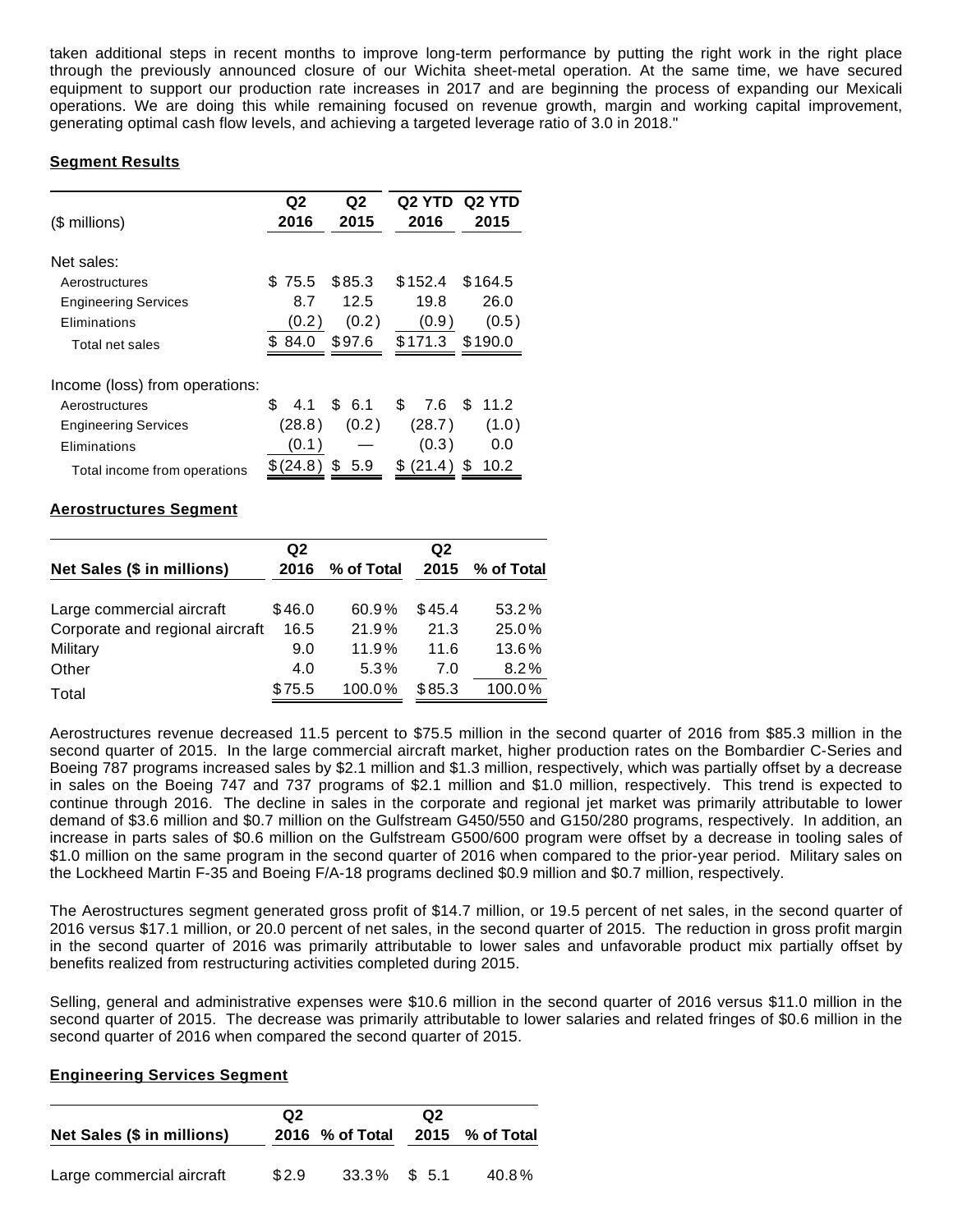taken additional steps in recent months to improve long-term performance by putting the right work in the right place through the previously announced closure of our Wichita sheet-metal operation. At the same time, we have secured equipment to support our production rate increases in 2017 and are beginning the process of expanding our Mexicali operations. We are doing this while remaining focused on revenue growth, margin and working capital improvement, generating optimal cash flow levels, and achieving a targeted leverage ratio of 3.0 in 2018."

**Segment Results**

| ($ millions) | Q2 2016 | Q2 2015 | Q2 YTD 2016 | Q2 YTD 2015 |
|---|---|---|---|---|
| Net sales: | | | | |
| Aerostructures | $ 75.5 | $85.3 | $152.4 | $164.5 |
| Engineering Services | 8.7 | 12.5 | 19.8 | 26.0 |
| Eliminations | (0.2) | (0.2) | (0.9) | (0.5) |
| Total net sales | $ 84.0 | $97.6 | $171.3 | $190.0 |
| Income (loss) from operations: | | | | |
| Aerostructures | $ 4.1 | $ 6.1 | $ 7.6 | $ 11.2 |
| Engineering Services | (28.8) | (0.2) | (28.7) | (1.0) |
| Eliminations | (0.1) | — | (0.3) | 0.0 |
| Total income from operations | $(24.8) | $ 5.9 | $ (21.4) | $ 10.2 |

**Aerostructures Segment**

| Net Sales ($ in millions) | Q2 2016 | % of Total | Q2 2015 | % of Total |
|---|---|---|---|---|
| Large commercial aircraft | $46.0 | 60.9% | $45.4 | 53.2% |
| Corporate and regional aircraft | 16.5 | 21.9% | 21.3 | 25.0% |
| Military | 9.0 | 11.9% | 11.6 | 13.6% |
| Other | 4.0 | 5.3% | 7.0 | 8.2% |
| Total | $75.5 | 100.0% | $85.3 | 100.0% |

Aerostructures revenue decreased 11.5 percent to $75.5 million in the second quarter of 2016 from $85.3 million in the second quarter of 2015. In the large commercial aircraft market, higher production rates on the Bombardier C-Series and Boeing 787 programs increased sales by $2.1 million and $1.3 million, respectively, which was partially offset by a decrease in sales on the Boeing 747 and 737 programs of $2.1 million and $1.0 million, respectively. This trend is expected to continue through 2016. The decline in sales in the corporate and regional jet market was primarily attributable to lower demand of $3.6 million and $0.7 million on the Gulfstream G450/550 and G150/280 programs, respectively. In addition, an increase in parts sales of $0.6 million on the Gulfstream G500/600 program were offset by a decrease in tooling sales of $1.0 million on the same program in the second quarter of 2016 when compared to the prior-year period. Military sales on the Lockheed Martin F-35 and Boeing F/A-18 programs declined $0.9 million and $0.7 million, respectively.

The Aerostructures segment generated gross profit of $14.7 million, or 19.5 percent of net sales, in the second quarter of 2016 versus $17.1 million, or 20.0 percent of net sales, in the second quarter of 2015. The reduction in gross profit margin in the second quarter of 2016 was primarily attributable to lower sales and unfavorable product mix partially offset by benefits realized from restructuring activities completed during 2015.

Selling, general and administrative expenses were $10.6 million in the second quarter of 2016 versus $11.0 million in the second quarter of 2015. The decrease was primarily attributable to lower salaries and related fringes of $0.6 million in the second quarter of 2016 when compared the second quarter of 2015.

**Engineering Services Segment**

| Net Sales ($ in millions) | Q2 2016 | % of Total | Q2 2015 | % of Total |
|---|---|---|---|---|
| Large commercial aircraft | $2.9 | 33.3% | $ 5.1 | 40.8% |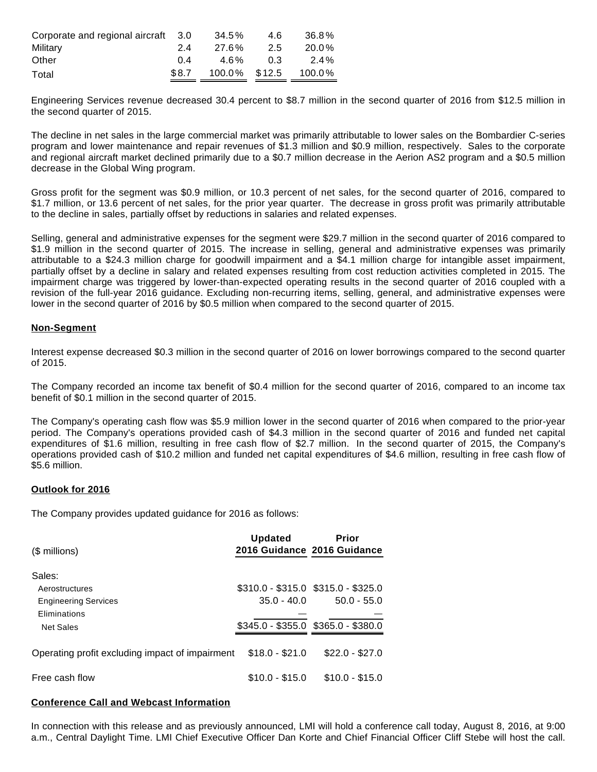| | | | | |
|---|---|---|---|---|
| Corporate and regional aircraft | 3.0 | 34.5% | 4.6 | 36.8% |
| Military | 2.4 | 27.6% | 2.5 | 20.0% |
| Other | 0.4 | 4.6% | 0.3 | 2.4% |
| Total | $8.7 | 100.0% | $12.5 | 100.0% |

Engineering Services revenue decreased 30.4 percent to $8.7 million in the second quarter of 2016 from $12.5 million in the second quarter of 2015.

The decline in net sales in the large commercial market was primarily attributable to lower sales on the Bombardier C-series program and lower maintenance and repair revenues of $1.3 million and $0.9 million, respectively. Sales to the corporate and regional aircraft market declined primarily due to a $0.7 million decrease in the Aerion AS2 program and a $0.5 million decrease in the Global Wing program.

Gross profit for the segment was $0.9 million, or 10.3 percent of net sales, for the second quarter of 2016, compared to $1.7 million, or 13.6 percent of net sales, for the prior year quarter. The decrease in gross profit was primarily attributable to the decline in sales, partially offset by reductions in salaries and related expenses.

Selling, general and administrative expenses for the segment were $29.7 million in the second quarter of 2016 compared to $1.9 million in the second quarter of 2015. The increase in selling, general and administrative expenses was primarily attributable to a $24.3 million charge for goodwill impairment and a $4.1 million charge for intangible asset impairment, partially offset by a decline in salary and related expenses resulting from cost reduction activities completed in 2015. The impairment charge was triggered by lower-than-expected operating results in the second quarter of 2016 coupled with a revision of the full-year 2016 guidance. Excluding non-recurring items, selling, general, and administrative expenses were lower in the second quarter of 2016 by $0.5 million when compared to the second quarter of 2015.

## Non-Segment

Interest expense decreased $0.3 million in the second quarter of 2016 on lower borrowings compared to the second quarter of 2015.

The Company recorded an income tax benefit of $0.4 million for the second quarter of 2016, compared to an income tax benefit of $0.1 million in the second quarter of 2015.

The Company's operating cash flow was $5.9 million lower in the second quarter of 2016 when compared to the prior-year period. The Company's operations provided cash of $4.3 million in the second quarter of 2016 and funded net capital expenditures of $1.6 million, resulting in free cash flow of $2.7 million. In the second quarter of 2015, the Company's operations provided cash of $10.2 million and funded net capital expenditures of $4.6 million, resulting in free cash flow of $5.6 million.

## Outlook for 2016

The Company provides updated guidance for 2016 as follows:

| ($ millions) | Updated 2016 Guidance | Prior 2016 Guidance |
|---|---|---|
| Sales: | | |
| Aerostructures | $310.0 - $315.0 | $315.0 - $325.0 |
| Engineering Services | 35.0 - 40.0 | 50.0 - 55.0 |
| Eliminations | — | — |
| Net Sales | $345.0 - $355.0 | $365.0 - $380.0 |
| Operating profit excluding impact of impairment | $18.0 - $21.0 | $22.0 - $27.0 |
| Free cash flow | $10.0 - $15.0 | $10.0 - $15.0 |

## Conference Call and Webcast Information

In connection with this release and as previously announced, LMI will hold a conference call today, August 8, 2016, at 9:00 a.m., Central Daylight Time. LMI Chief Executive Officer Dan Korte and Chief Financial Officer Cliff Stebe will host the call.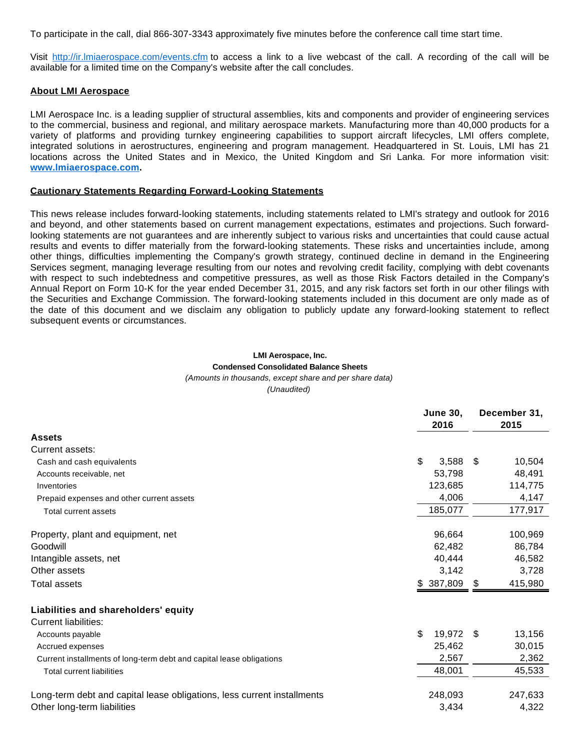To participate in the call, dial 866-307-3343 approximately five minutes before the conference call time start time.

Visit http://ir.lmiaerospace.com/events.cfm to access a link to a live webcast of the call. A recording of the call will be available for a limited time on the Company's website after the call concludes.

**About LMI Aerospace**

LMI Aerospace Inc. is a leading supplier of structural assemblies, kits and components and provider of engineering services to the commercial, business and regional, and military aerospace markets. Manufacturing more than 40,000 products for a variety of platforms and providing turnkey engineering capabilities to support aircraft lifecycles, LMI offers complete, integrated solutions in aerostructures, engineering and program management. Headquartered in St. Louis, LMI has 21 locations across the United States and in Mexico, the United Kingdom and Sri Lanka. For more information visit: **www.lmiaerospace.com.**

**Cautionary Statements Regarding Forward-Looking Statements**

This news release includes forward-looking statements, including statements related to LMI's strategy and outlook for 2016 and beyond, and other statements based on current management expectations, estimates and projections. Such forward-looking statements are not guarantees and are inherently subject to various risks and uncertainties that could cause actual results and events to differ materially from the forward-looking statements. These risks and uncertainties include, among other things, difficulties implementing the Company's growth strategy, continued decline in demand in the Engineering Services segment, managing leverage resulting from our notes and revolving credit facility, complying with debt covenants with respect to such indebtedness and competitive pressures, as well as those Risk Factors detailed in the Company's Annual Report on Form 10-K for the year ended December 31, 2015, and any risk factors set forth in our other filings with the Securities and Exchange Commission. The forward-looking statements included in this document are only made as of the date of this document and we disclaim any obligation to publicly update any forward-looking statement to reflect subsequent events or circumstances.

**LMI Aerospace, Inc.**
**Condensed Consolidated Balance Sheets**
*(Amounts in thousands, except share and per share data)*
*(Unaudited)*

| | June 30, 2016 | December 31, 2015 |
|---|---|---|
| **Assets** | | |
| Current assets: | | |
| Cash and cash equivalents | $ 3,588 | $ 10,504 |
| Accounts receivable, net | 53,798 | 48,491 |
| Inventories | 123,685 | 114,775 |
| Prepaid expenses and other current assets | 4,006 | 4,147 |
| Total current assets | 185,077 | 177,917 |
| Property, plant and equipment, net | 96,664 | 100,969 |
| Goodwill | 62,482 | 86,784 |
| Intangible assets, net | 40,444 | 46,582 |
| Other assets | 3,142 | 3,728 |
| Total assets | $ 387,809 | $ 415,980 |
| **Liabilities and shareholders' equity** | | |
| Current liabilities: | | |
| Accounts payable | $ 19,972 | $ 13,156 |
| Accrued expenses | 25,462 | 30,015 |
| Current installments of long-term debt and capital lease obligations | 2,567 | 2,362 |
| Total current liabilities | 48,001 | 45,533 |
| Long-term debt and capital lease obligations, less current installments | 248,093 | 247,633 |
| Other long-term liabilities | 3,434 | 4,322 |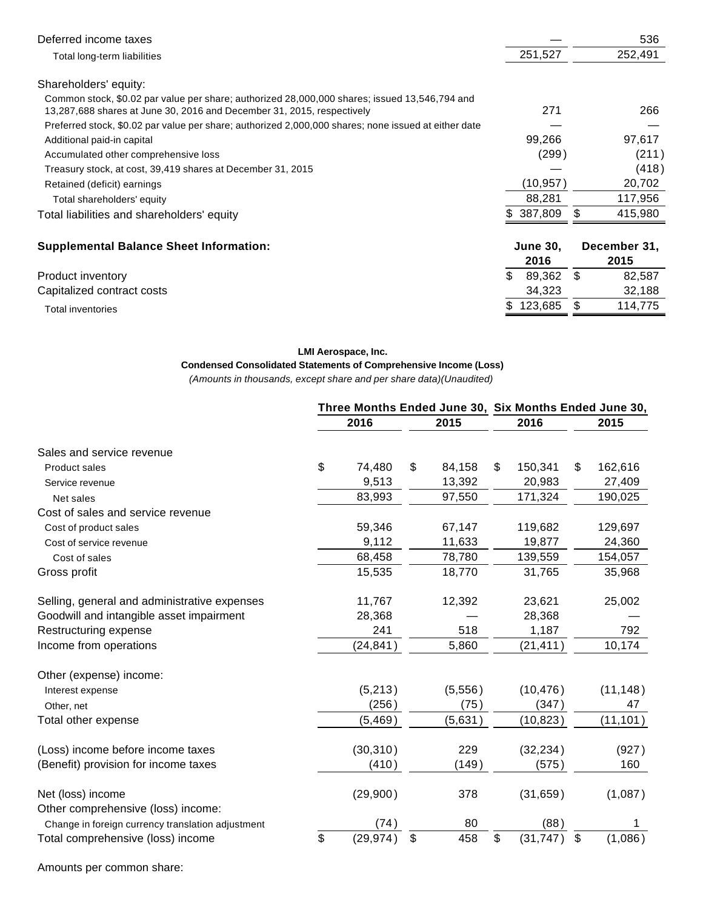| | June 30, 2016 | December 31, 2015 |
|---|---|---|
| Deferred income taxes | — | 536 |
| Total long-term liabilities | 251,527 | 252,491 |
| | | |
| Shareholders' equity: | | |
| Common stock, $0.02 par value per share; authorized 28,000,000 shares; issued 13,546,794 and 13,287,688 shares at June 30, 2016 and December 31, 2015, respectively | 271 | 266 |
| Preferred stock, $0.02 par value per share; authorized 2,000,000 shares; none issued at either date | — | — |
| Additional paid-in capital | 99,266 | 97,617 |
| Accumulated other comprehensive loss | (299) | (211) |
| Treasury stock, at cost, 39,419 shares at December 31, 2015 | — | (418) |
| Retained (deficit) earnings | (10,957) | 20,702 |
| Total shareholders' equity | 88,281 | 117,956 |
| Total liabilities and shareholders' equity | $ 387,809 | $ 415,980 |

| **Supplemental Balance Sheet Information:** | **June 30, 2016** | **December 31, 2015** |
|---|---|---|
| Product inventory | $ 89,362 | $ 82,587 |
| Capitalized contract costs | 34,323 | 32,188 |
| Total inventories | $ 123,685 | $ 114,775 |

**LMI Aerospace, Inc.**

**Condensed Consolidated Statements of Comprehensive Income (Loss)**

*(Amounts in thousands, except share and per share data)(Unaudited)*

| | **Three Months Ended June 30,** | | **Six Months Ended June 30,** | |
|---|---|---|---|---|
| | **2016** | **2015** | **2016** | **2015** |
| Sales and service revenue | | | | |
| Product sales | $ 74,480 | $ 84,158 | $ 150,341 | $ 162,616 |
| Service revenue | 9,513 | 13,392 | 20,983 | 27,409 |
| Net sales | 83,993 | 97,550 | 171,324 | 190,025 |
| Cost of sales and service revenue | | | | |
| Cost of product sales | 59,346 | 67,147 | 119,682 | 129,697 |
| Cost of service revenue | 9,112 | 11,633 | 19,877 | 24,360 |
| Cost of sales | 68,458 | 78,780 | 139,559 | 154,057 |
| Gross profit | 15,535 | 18,770 | 31,765 | 35,968 |
| | | | | |
| Selling, general and administrative expenses | 11,767 | 12,392 | 23,621 | 25,002 |
| Goodwill and intangible asset impairment | 28,368 | — | 28,368 | — |
| Restructuring expense | 241 | 518 | 1,187 | 792 |
| Income from operations | (24,841) | 5,860 | (21,411) | 10,174 |
| | | | | |
| Other (expense) income: | | | | |
| Interest expense | (5,213) | (5,556) | (10,476) | (11,148) |
| Other, net | (256) | (75) | (347) | 47 |
| Total other expense | (5,469) | (5,631) | (10,823) | (11,101) |
| | | | | |
| (Loss) income before income taxes | (30,310) | 229 | (32,234) | (927) |
| (Benefit) provision for income taxes | (410) | (149) | (575) | 160 |
| | | | | |
| Net (loss) income | (29,900) | 378 | (31,659) | (1,087) |
| Other comprehensive (loss) income: | | | | |
| Change in foreign currency translation adjustment | (74) | 80 | (88) | 1 |
| Total comprehensive (loss) income | $ (29,974) | $ 458 | $ (31,747) | $ (1,086) |

Amounts per common share: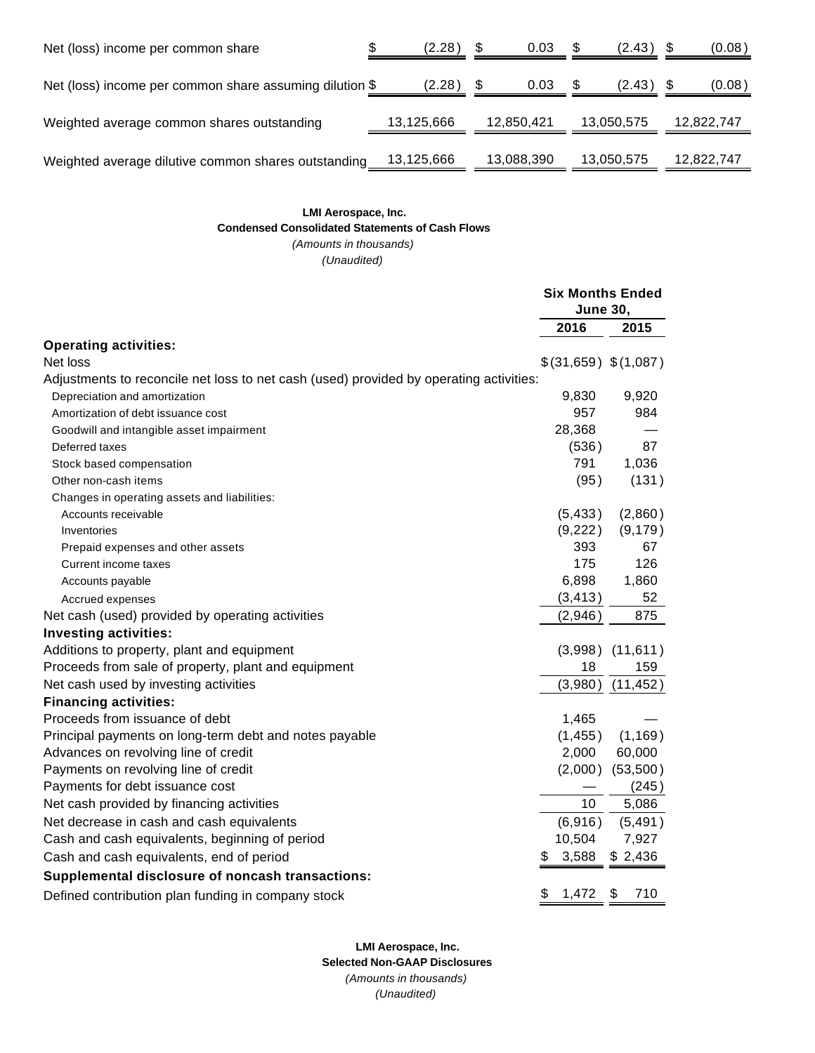| | | | | |
|---|---|---|---|---|
| Net (loss) income per common share | $ (2.28) | $ 0.03 | $ (2.43) | $ (0.08) |
| Net (loss) income per common share assuming dilution | $ (2.28) | $ 0.03 | $ (2.43) | $ (0.08) |
| Weighted average common shares outstanding | 13,125,666 | 12,850,421 | 13,050,575 | 12,822,747 |
| Weighted average dilutive common shares outstanding | 13,125,666 | 13,088,390 | 13,050,575 | 12,822,747 |

**LMI Aerospace, Inc.**
**Condensed Consolidated Statements of Cash Flows**
*(Amounts in thousands)*
*(Unaudited)*

| | Six Months Ended June 30, | |
|---|---|---|
| | 2016 | 2015 |
| **Operating activities:** | | |
| Net loss | $ (31,659) | $ (1,087) |
| Adjustments to reconcile net loss to net cash (used) provided by operating activities: | | |
| Depreciation and amortization | 9,830 | 9,920 |
| Amortization of debt issuance cost | 957 | 984 |
| Goodwill and intangible asset impairment | 28,368 | — |
| Deferred taxes | (536) | 87 |
| Stock based compensation | 791 | 1,036 |
| Other non-cash items | (95) | (131) |
| Changes in operating assets and liabilities: | | |
| Accounts receivable | (5,433) | (2,860) |
| Inventories | (9,222) | (9,179) |
| Prepaid expenses and other assets | 393 | 67 |
| Current income taxes | 175 | 126 |
| Accounts payable | 6,898 | 1,860 |
| Accrued expenses | (3,413) | 52 |
| Net cash (used) provided by operating activities | (2,946) | 875 |
| **Investing activities:** | | |
| Additions to property, plant and equipment | (3,998) | (11,611) |
| Proceeds from sale of property, plant and equipment | 18 | 159 |
| Net cash used by investing activities | (3,980) | (11,452) |
| **Financing activities:** | | |
| Proceeds from issuance of debt | 1,465 | — |
| Principal payments on long-term debt and notes payable | (1,455) | (1,169) |
| Advances on revolving line of credit | 2,000 | 60,000 |
| Payments on revolving line of credit | (2,000) | (53,500) |
| Payments for debt issuance cost | — | (245) |
| Net cash provided by financing activities | 10 | 5,086 |
| Net decrease in cash and cash equivalents | (6,916) | (5,491) |
| Cash and cash equivalents, beginning of period | 10,504 | 7,927 |
| Cash and cash equivalents, end of period | $ 3,588 | $ 2,436 |
| **Supplemental disclosure of noncash transactions:** | | |
| Defined contribution plan funding in company stock | $ 1,472 | $ 710 |

**LMI Aerospace, Inc.**
**Selected Non-GAAP Disclosures**
*(Amounts in thousands)*
*(Unaudited)*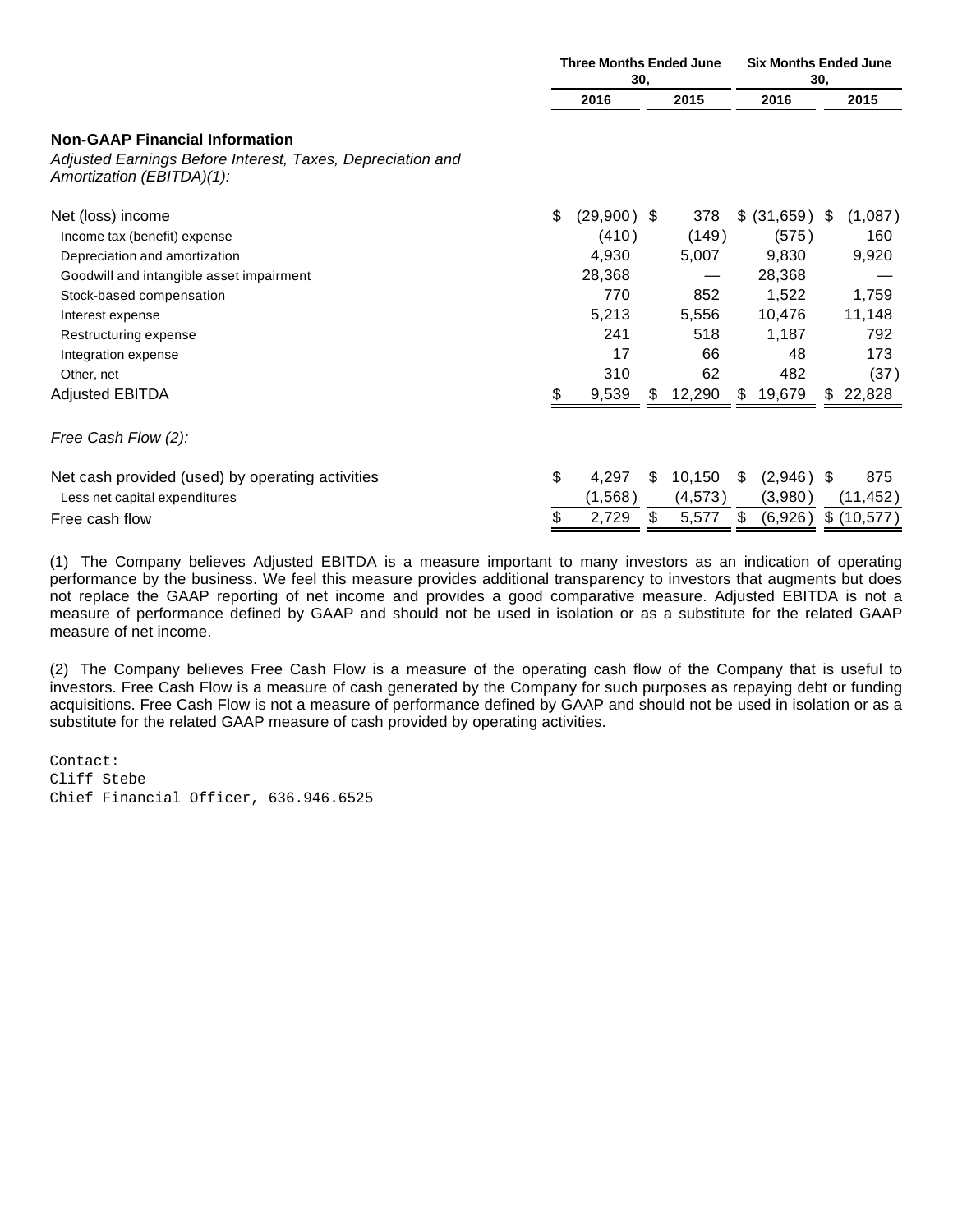| | Three Months Ended June 30, | | Six Months Ended June 30, | |
|---|---|---|---|---|
| | 2016 | 2015 | 2016 | 2015 |
| **Non-GAAP Financial Information** | | | | |
| *Adjusted Earnings Before Interest, Taxes, Depreciation and Amortization (EBITDA)(1):* | | | | |
| Net (loss) income | $ (29,900) | $ 378 | $ (31,659) | $ (1,087) |
| Income tax (benefit) expense | (410) | (149) | (575) | 160 |
| Depreciation and amortization | 4,930 | 5,007 | 9,830 | 9,920 |
| Goodwill and intangible asset impairment | 28,368 | — | 28,368 | — |
| Stock-based compensation | 770 | 852 | 1,522 | 1,759 |
| Interest expense | 5,213 | 5,556 | 10,476 | 11,148 |
| Restructuring expense | 241 | 518 | 1,187 | 792 |
| Integration expense | 17 | 66 | 48 | 173 |
| Other, net | 310 | 62 | 482 | (37) |
| Adjusted EBITDA | $ 9,539 | $ 12,290 | $ 19,679 | $ 22,828 |
| *Free Cash Flow (2):* | | | | |
| Net cash provided (used) by operating activities | $ 4,297 | $ 10,150 | $ (2,946) | $ 875 |
| Less net capital expenditures | (1,568) | (4,573) | (3,980) | (11,452) |
| Free cash flow | $ 2,729 | $ 5,577 | $ (6,926) | $ (10,577) |

(1) The Company believes Adjusted EBITDA is a measure important to many investors as an indication of operating performance by the business. We feel this measure provides additional transparency to investors that augments but does not replace the GAAP reporting of net income and provides a good comparative measure. Adjusted EBITDA is not a measure of performance defined by GAAP and should not be used in isolation or as a substitute for the related GAAP measure of net income.

(2) The Company believes Free Cash Flow is a measure of the operating cash flow of the Company that is useful to investors. Free Cash Flow is a measure of cash generated by the Company for such purposes as repaying debt or funding acquisitions. Free Cash Flow is not a measure of performance defined by GAAP and should not be used in isolation or as a substitute for the related GAAP measure of cash provided by operating activities.

Contact:
Cliff Stebe
Chief Financial Officer, 636.946.6525